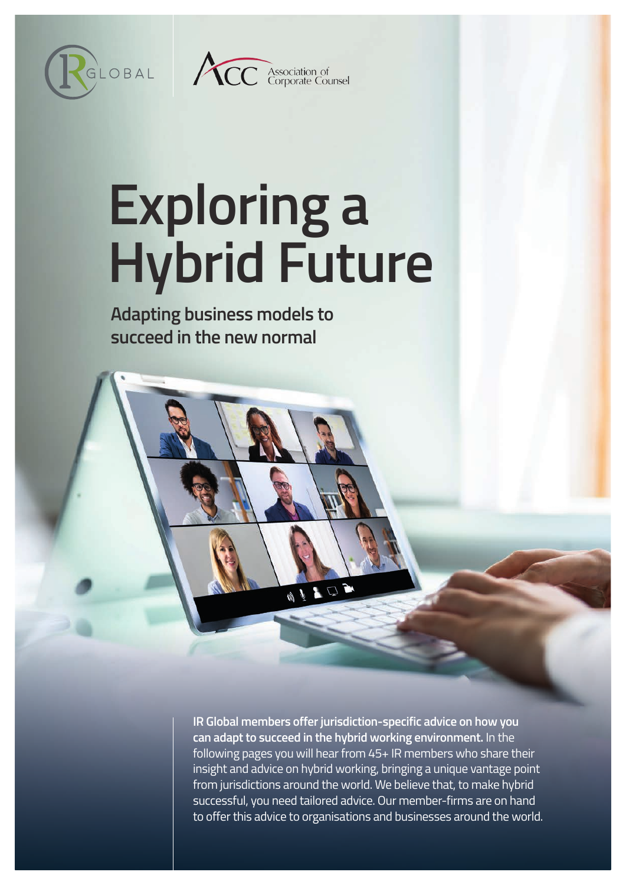IR GLOBAL

ACC Association of Corporate Counsel

# Exploring a Hybrid Future

## Adapting business models to succeed in the new normal

**IR Global members offer jurisdiction-specific advice on how you can adapt to succeed in the hybrid working environment.** In the following pages you will hear from 45+ IR members who share their insight and advice on hybrid working, bringing a unique vantage point from jurisdictions around the world. We believe that, to make hybrid successful, you need tailored advice. Our member-firms are on hand to offer this advice to organisations and businesses around the world.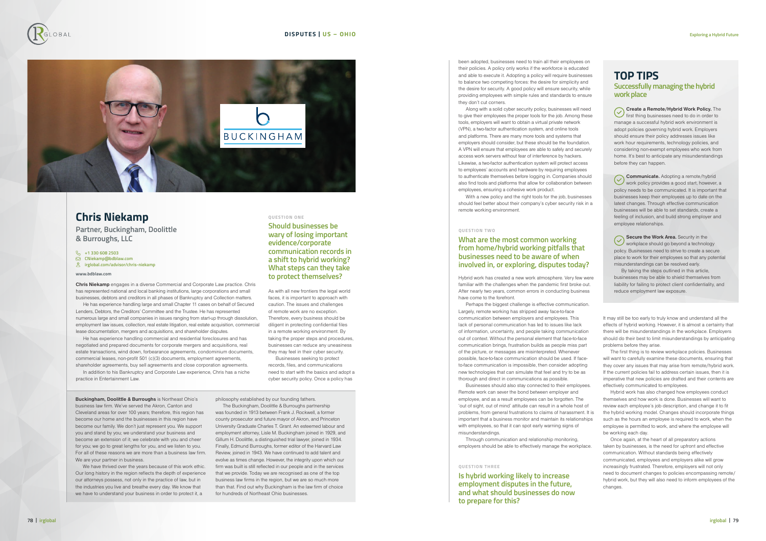## Chris Niekamp

**Partner, Buckingham, Doolittle & Burroughs, LLC**

+1 330 608 2503
CNiekamp@bdblaw.com
irglobal.com/advisor/chris-niekamp

www.bdblaw.com

**Chris Niekamp** engages in a diverse Commercial and Corporate Law practice. Chris has represented national and local banking institutions, large corporations and small businesses, debtors and creditors in all phases of Bankruptcy and Collection matters.

He has experience handling large and small Chapter 11 cases on behalf of Secured Lenders, Debtors, the Creditors' Committee and the Trustee. He has represented numerous large and small companies in issues ranging from start-up through dissolution, employment law issues, collection, real estate litigation, real estate acquisition, commercial lease documentation, mergers and acquisitions, and shareholder disputes.

He has experience handling commercial and residential foreclosures and has negotiated and prepared documents for corporate mergers and acquisitions, real estate transactions, wind down, forbearance agreements, condominium documents, commercial leases, non-profit 501 (c)(3) documents, employment agreements, shareholder agreements, buy sell agreements and close corporation agreements.

In addition to his Bankruptcy and Corporate Law experience, Chris has a niche practice in Entertainment Law.

**Buckingham, Doolittle & Burroughs** is Northeast Ohio's business law firm. We've served the Akron, Canton and Cleveland areas for over 100 years; therefore, this region has become our home and the businesses in this region have become our family. We don't just represent you. We support you and stand by you; we understand your business and become an extension of it; we celebrate with you and cheer for you; we go to great lengths for you, and we listen to you. For all of these reasons we are more than a business law firm. We are your partner in business.

We have thrived over the years because of this work ethic. Our long history in the region reflects the depth of experience our attorneys possess, not only in the practice of law, but in the industries you live and breathe every day. We know that we have to understand your business in order to protect it, a philosophy established by our founding fathers.

The Buckingham, Doolittle & Burroughs partnership was founded in 1913 between Frank J. Rockwell, a former county prosecutor and future mayor of Akron, and Princeton University Graduate Charles T. Grant. An esteemed labour and employment attorney, Lisle M. Buckingham joined in 1929, and Gillum H. Doolittle, a distinguished trial lawyer, joined in 1934. Finally, Edmund Burroughs, former editor of the Harvard Law Review, joined in 1943. We have continued to add talent and evolve as times change. However, the integrity upon which our firm was built is still reflected in our people and in the services that we provide. Today we are recognised as one of the top business law firms in the region, but we are so much more than that. Find out why Buckingham is the law firm of choice for hundreds of Northeast Ohio businesses.

QUESTION ONE

### Should businesses be wary of losing important evidence/corporate communication records in a shift to hybrid working? What steps can they take to protect themselves?

As with all new frontiers the legal world faces, it is important to approach with caution. The issues and challenges of remote work are no exception. Therefore, every business should be diligent in protecting confidential files in a remote working environment. By taking the proper steps and procedures, businesses can reduce any uneasiness they may feel in their cyber security.

Businesses seeking to protect records, files, and communications need to start with the basics and adopt a cyber security policy. Once a policy has been adopted, businesses need to train all their employees on their policies. A policy only works if the workforce is educated and able to execute it. Adopting a policy will require businesses to balance two competing forces: the desire for simplicity and the desire for security. A good policy will ensure security, while providing employees with simple rules and standards to ensure they don't cut corners.

Along with a solid cyber security policy, businesses will need to give their employees the proper tools for the job. Among these tools, employers will want to obtain a virtual private network (VPN), a two-factor authentication system, and online tools and platforms. There are many more tools and systems that employers should consider, but these should be the foundation. A VPN will ensure that employees are able to safely and securely access work servers without fear of interference by hackers. Likewise, a two-factor authentication system will protect access to employees' accounts and hardware by requiring employees to authenticate themselves before logging in. Companies should also find tools and platforms that allow for collaboration between employees, ensuring a cohesive work product.

With a new policy and the right tools for the job, businesses should feel better about their company's cyber security risk in a remote working environment.

QUESTION TWO

### What are the most common working from home/hybrid working pitfalls that businesses need to be aware of when involved in, or exploring, disputes today?

Hybrid work has created a new work atmosphere. Very few were familiar with the challenges when the pandemic first broke out. After nearly two years, common errors in conducting business have come to the forefront.

Perhaps the biggest challenge is effective communication. Largely, remote working has stripped away face-to-face communication between employers and employees. This lack of personal communication has led to issues like lack of information, uncertainty, and people taking communication out of context. Without the personal element that face-to-face communication brings, frustration builds as people miss part of the picture, or messages are misinterpreted. Whenever possible, face-to-face communication should be used. If face-to-face communication is impossible, then consider adopting new technologies that can simulate that feel and try to be as thorough and direct in communications as possible.

Businesses should also stay connected to their employees. Remote work can sever the bond between employer and employee, and as a result employees can be forgotten. The 'out of sight, out of mind' attitude can result in a whole host of problems, from general frustrations to claims of harassment. It is important that a business monitor and maintain its relationships with employees, so that it can spot early warning signs of misunderstandings.

Through communication and relationship monitoring, employers should be able to effectively manage the workplace.

QUESTION THREE

### Is hybrid working likely to increase employment disputes in the future, and what should businesses do now to prepare for this?

It may still be too early to truly know and understand all the effects of hybrid working. However, it is almost a certainty that there will be misunderstandings in the workplace. Employers should do their best to limit misunderstandings by anticipating problems before they arise.

The first thing is to review workplace policies. Businesses will want to carefully examine these documents, ensuring that they cover any issues that may arise from remote/hybrid work. If the current policies fail to address certain issues, then it is imperative that new policies are drafted and their contents are effectively communicated to employees.

Hybrid work has also changed how employees conduct themselves and how work is done. Businesses will want to review each employee's job description, and change it to fit the hybrid working model. Changes should incorporate things such as the hours an employee is required to work, when the employee is permitted to work, and where the employee will be working each day.

Once again, at the heart of all preparatory actions taken by businesses, is the need for upfront and effective communication. Without standards being effectively communicated, employees and employers alike will grow increasingly frustrated. Therefore, employers will not only need to document changes to policies encompassing remote/hybrid work, but they will also need to inform employees of the changes.

## TOP TIPS

### Successfully managing the hybrid work place

**Create a Remote/Hybrid Work Policy.** The first thing businesses need to do in order to manage a successful hybrid work environment is adopt policies governing hybrid work. Employers should ensure their policy addresses issues like work hour requirements, technology policies, and considering non-exempt employees who work from home. It's best to anticipate any misunderstandings before they can happen.

**Communicate.** Adopting a remote/hybrid work policy provides a good start, however, a policy needs to be communicated. It is important that businesses keep their employees up to date on the latest changes. Through effective communication businesses will be able to set standards, create a feeling of inclusion, and build strong employer and employee relationships.

**Secure the Work Area.** Security in the workplace should go beyond a technology policy. Businesses need to strive to create a secure place to work for their employees so that any potential misunderstandings can be resolved early.

By taking the steps outlined in this article, businesses may be able to shield themselves from liability for failing to protect client confidentiality, and reduce employment law exposure.